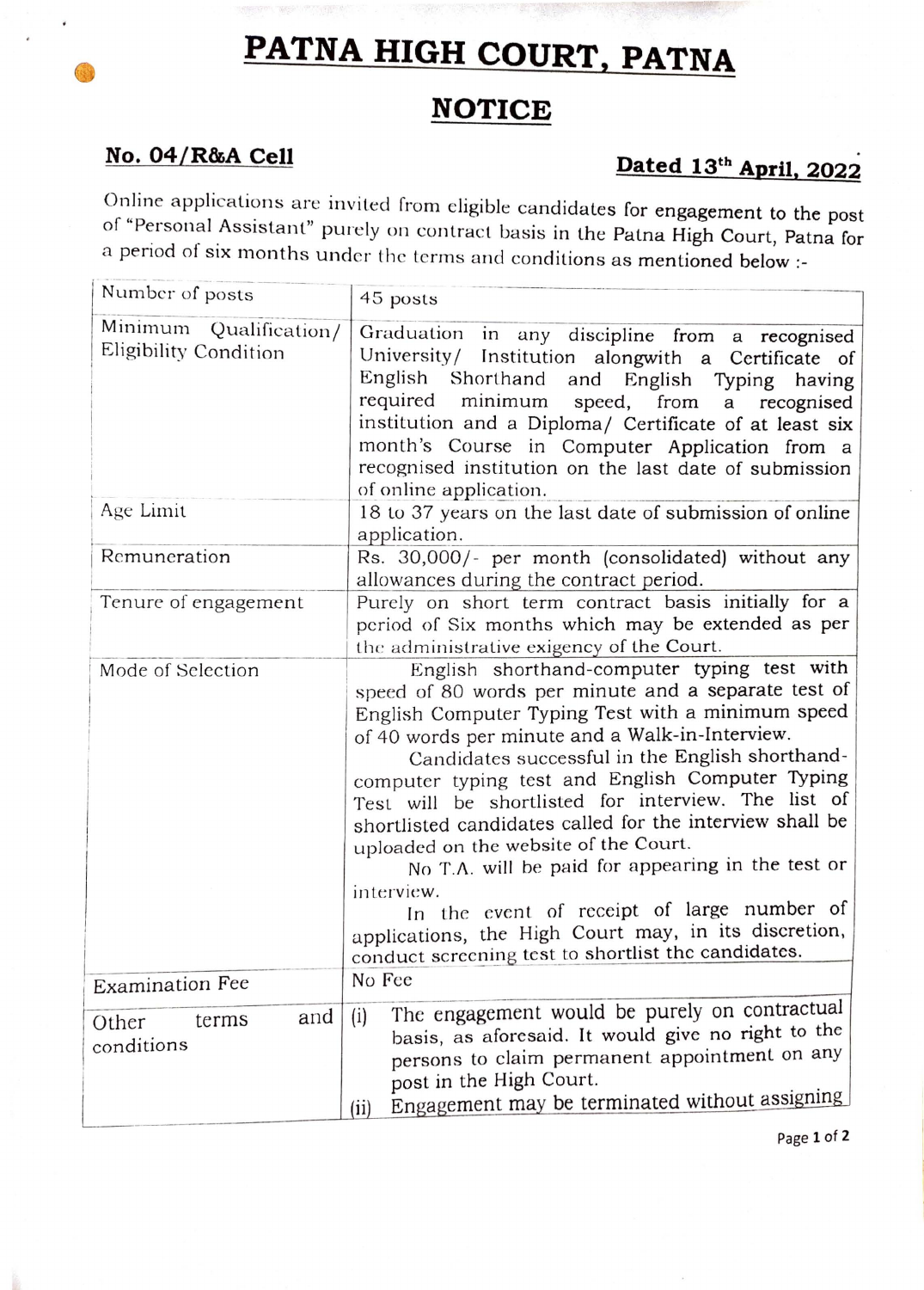# PATNA HIGH COURT, PATNA

## NOTICE

**No. 04/R&A Cell** **Dated 13th April, 2022**

Online applications are invited from eligible candidates for engagement to the post of "Personal Assistant" purely on contract basis in the Patna High Court, Patna for a period of six months under the terms and conditions as mentioned below :-

| | |
|---|---|
| Number of posts | 45 posts |
| Minimum Qualification/ Eligibility Condition | Graduation in any discipline from a recognised University/ Institution alongwith a Certificate of English Shorthand and English Typing having required minimum speed, from a recognised institution and a Diploma/ Certificate of at least six month's Course in Computer Application from a recognised institution on the last date of submission of online application. |
| Age Limit | 18 to 37 years on the last date of submission of online application. |
| Remuneration | Rs. 30,000/- per month (consolidated) without any allowances during the contract period. |
| Tenure of engagement | Purely on short term contract basis initially for a period of Six months which may be extended as per the administrative exigency of the Court. |
| Mode of Selection | English shorthand-computer typing test with speed of 80 words per minute and a separate test of English Computer Typing Test with a minimum speed of 40 words per minute and a Walk-in-Interview.<br>Candidates successful in the English shorthand-computer typing test and English Computer Typing Test will be shortlisted for interview. The list of shortlisted candidates called for the interview shall be uploaded on the website of the Court.<br>No T.A. will be paid for appearing in the test or interview.<br>In the event of receipt of large number of applications, the High Court may, in its discretion, conduct screening test to shortlist the candidates. |
| Examination Fee | No Fee |
| Other terms and conditions | (i) The engagement would be purely on contractual basis, as aforesaid. It would give no right to the persons to claim permanent appointment on any post in the High Court.<br>(ii) Engagement may be terminated without assigning |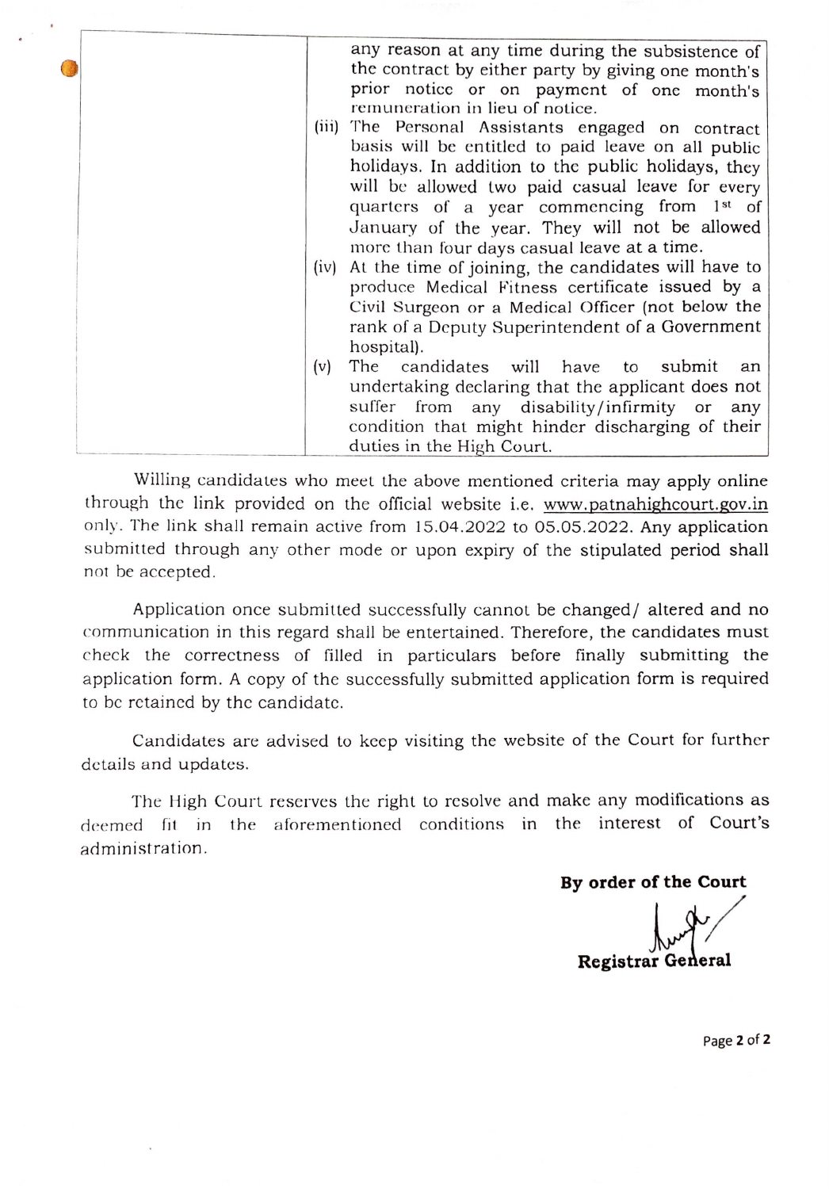| | |
|---|---|
| | any reason at any time during the subsistence of the contract by either party by giving one month's prior notice or on payment of one month's remuneration in lieu of notice.<br>(iii) The Personal Assistants engaged on contract basis will be entitled to paid leave on all public holidays. In addition to the public holidays, they will be allowed two paid casual leave for every quarters of a year commencing from 1st of January of the year. They will not be allowed more than four days casual leave at a time.<br>(iv) At the time of joining, the candidates will have to produce Medical Fitness certificate issued by a Civil Surgeon or a Medical Officer (not below the rank of a Deputy Superintendent of a Government hospital).<br>(v) The candidates will have to submit an undertaking declaring that the applicant does not suffer from any disability/infirmity or any condition that might hinder discharging of their duties in the High Court. |

Willing candidates who meet the above mentioned criteria may apply online through the link provided on the official website i.e. www.patnahighcourt.gov.in only. The link shall remain active from 15.04.2022 to 05.05.2022. Any application submitted through any other mode or upon expiry of the stipulated period shall not be accepted.

Application once submitted successfully cannot be changed/ altered and no communication in this regard shall be entertained. Therefore, the candidates must check the correctness of filled in particulars before finally submitting the application form. A copy of the successfully submitted application form is required to be retained by the candidate.

Candidates are advised to keep visiting the website of the Court for further details and updates.

The High Court reserves the right to resolve and make any modifications as deemed fit in the aforementioned conditions in the interest of Court's administration.

**By order of the Court**

**Registrar General**